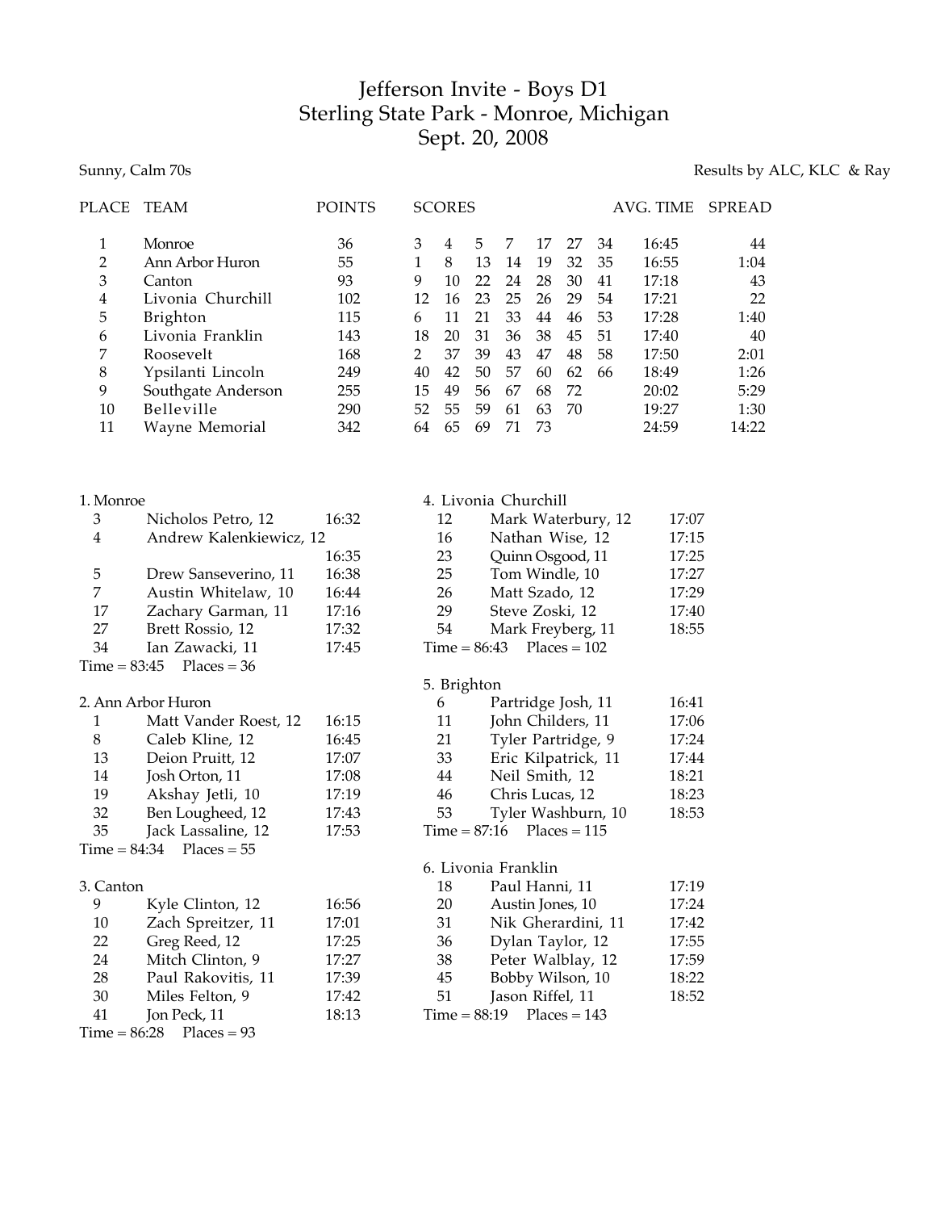# Jefferson Invite - Boys D1
## Sterling State Park - Monroe, Michigan
## Sept. 20, 2008

Sunny, Calm 70s

Results by ALC, KLC & Ray

| PLACE | TEAM | POINTS | SCORES | | | | | | | AVG. TIME | SPREAD |
|---|---|---|---|---|---|---|---|---|---|---|---|
| 1 | Monroe | 36 | 3 | 4 | 5 | 7 | 17 | 27 | 34 | 16:45 | 44 |
| 2 | Ann Arbor Huron | 55 | 1 | 8 | 13 | 14 | 19 | 32 | 35 | 16:55 | 1:04 |
| 3 | Canton | 93 | 9 | 10 | 22 | 24 | 28 | 30 | 41 | 17:18 | 43 |
| 4 | Livonia Churchill | 102 | 12 | 16 | 23 | 25 | 26 | 29 | 54 | 17:21 | 22 |
| 5 | Brighton | 115 | 6 | 11 | 21 | 33 | 44 | 46 | 53 | 17:28 | 1:40 |
| 6 | Livonia Franklin | 143 | 18 | 20 | 31 | 36 | 38 | 45 | 51 | 17:40 | 40 |
| 7 | Roosevelt | 168 | 2 | 37 | 39 | 43 | 47 | 48 | 58 | 17:50 | 2:01 |
| 8 | Ypsilanti Lincoln | 249 | 40 | 42 | 50 | 57 | 60 | 62 | 66 | 18:49 | 1:26 |
| 9 | Southgate Anderson | 255 | 15 | 49 | 56 | 67 | 68 | 72 | | 20:02 | 5:29 |
| 10 | Belleville | 290 | 52 | 55 | 59 | 61 | 63 | 70 | | 19:27 | 1:30 |
| 11 | Wayne Memorial | 342 | 64 | 65 | 69 | 71 | 73 | | | 24:59 | 14:22 |

1. Monroe

| | | |
|---|---|---|
| 3 | Nicholos Petro, 12 | 16:32 |
| 4 | Andrew Kalenkiewicz, 12 | 16:35 |
| 5 | Drew Sanseverino, 11 | 16:38 |
| 7 | Austin Whitelaw, 10 | 16:44 |
| 17 | Zachary Garman, 11 | 17:16 |
| 27 | Brett Rossio, 12 | 17:32 |
| 34 | Ian Zawacki, 11 | 17:45 |

Time = 83:45 Places = 36

2. Ann Arbor Huron

| | | |
|---|---|---|
| 1 | Matt Vander Roest, 12 | 16:15 |
| 8 | Caleb Kline, 12 | 16:45 |
| 13 | Deion Pruitt, 12 | 17:07 |
| 14 | Josh Orton, 11 | 17:08 |
| 19 | Akshay Jetli, 10 | 17:19 |
| 32 | Ben Lougheed, 12 | 17:43 |
| 35 | Jack Lassaline, 12 | 17:53 |

Time = 84:34 Places = 55

3. Canton

| | | |
|---|---|---|
| 9 | Kyle Clinton, 12 | 16:56 |
| 10 | Zach Spreitzer, 11 | 17:01 |
| 22 | Greg Reed, 12 | 17:25 |
| 24 | Mitch Clinton, 9 | 17:27 |
| 28 | Paul Rakovitis, 11 | 17:39 |
| 30 | Miles Felton, 9 | 17:42 |
| 41 | Jon Peck, 11 | 18:13 |

Time = 86:28 Places = 93

4. Livonia Churchill

| | | |
|---|---|---|
| 12 | Mark Waterbury, 12 | 17:07 |
| 16 | Nathan Wise, 12 | 17:15 |
| 23 | Quinn Osgood, 11 | 17:25 |
| 25 | Tom Windle, 10 | 17:27 |
| 26 | Matt Szado, 12 | 17:29 |
| 29 | Steve Zoski, 12 | 17:40 |
| 54 | Mark Freyberg, 11 | 18:55 |

Time = 86:43 Places = 102

5. Brighton

| | | |
|---|---|---|
| 6 | Partridge Josh, 11 | 16:41 |
| 11 | John Childers, 11 | 17:06 |
| 21 | Tyler Partridge, 9 | 17:24 |
| 33 | Eric Kilpatrick, 11 | 17:44 |
| 44 | Neil Smith, 12 | 18:21 |
| 46 | Chris Lucas, 12 | 18:23 |
| 53 | Tyler Washburn, 10 | 18:53 |

Time = 87:16 Places = 115

6. Livonia Franklin

| | | |
|---|---|---|
| 18 | Paul Hanni, 11 | 17:19 |
| 20 | Austin Jones, 10 | 17:24 |
| 31 | Nik Gherardini, 11 | 17:42 |
| 36 | Dylan Taylor, 12 | 17:55 |
| 38 | Peter Walblay, 12 | 17:59 |
| 45 | Bobby Wilson, 10 | 18:22 |
| 51 | Jason Riffel, 11 | 18:52 |

Time = 88:19 Places = 143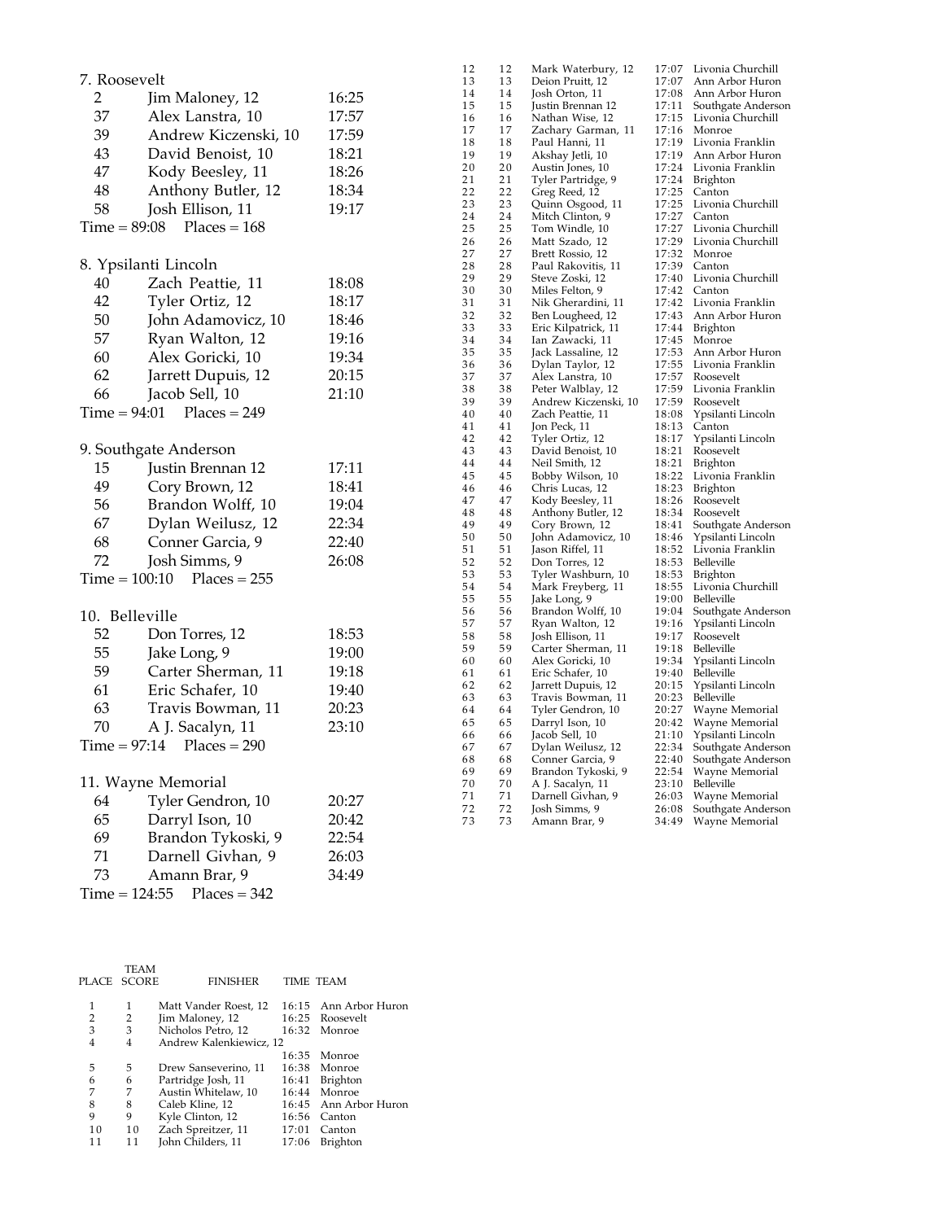7. Roosevelt

| | | |
|---|---|---|
| 2 | Jim Maloney, 12 | 16:25 |
| 37 | Alex Lanstra, 10 | 17:57 |
| 39 | Andrew Kiczenski, 10 | 17:59 |
| 43 | David Benoist, 10 | 18:21 |
| 47 | Kody Beesley, 11 | 18:26 |
| 48 | Anthony Butler, 12 | 18:34 |
| 58 | Josh Ellison, 11 | 19:17 |

Time = 89:08 Places = 168

8. Ypsilanti Lincoln

| | | |
|---|---|---|
| 40 | Zach Peattie, 11 | 18:08 |
| 42 | Tyler Ortiz, 12 | 18:17 |
| 50 | John Adamovicz, 10 | 18:46 |
| 57 | Ryan Walton, 12 | 19:16 |
| 60 | Alex Goricki, 10 | 19:34 |
| 62 | Jarrett Dupuis, 12 | 20:15 |
| 66 | Jacob Sell, 10 | 21:10 |

Time = 94:01 Places = 249

9. Southgate Anderson

| | | |
|---|---|---|
| 15 | Justin Brennan 12 | 17:11 |
| 49 | Cory Brown, 12 | 18:41 |
| 56 | Brandon Wolff, 10 | 19:04 |
| 67 | Dylan Weilusz, 12 | 22:34 |
| 68 | Conner Garcia, 9 | 22:40 |
| 72 | Josh Simms, 9 | 26:08 |

Time = 100:10 Places = 255

10. Belleville

| | | |
|---|---|---|
| 52 | Don Torres, 12 | 18:53 |
| 55 | Jake Long, 9 | 19:00 |
| 59 | Carter Sherman, 11 | 19:18 |
| 61 | Eric Schafer, 10 | 19:40 |
| 63 | Travis Bowman, 11 | 20:23 |
| 70 | A J. Sacalyn, 11 | 23:10 |

Time = 97:14 Places = 290

11. Wayne Memorial

| | | |
|---|---|---|
| 64 | Tyler Gendron, 10 | 20:27 |
| 65 | Darryl Ison, 10 | 20:42 |
| 69 | Brandon Tykoski, 9 | 22:54 |
| 71 | Darnell Givhan, 9 | 26:03 |
| 73 | Amann Brar, 9 | 34:49 |

Time = 124:55 Places = 342

| PLACE | TEAM SCORE | FINISHER | TIME | TEAM |
|---|---|---|---|---|
| 1 | 1 | Matt Vander Roest, 12 | 16:15 | Ann Arbor Huron |
| 2 | 2 | Jim Maloney, 12 | 16:25 | Roosevelt |
| 3 | 3 | Nicholos Petro, 12 | 16:32 | Monroe |
| 4 | 4 | Andrew Kalenkiewicz, 12 | 16:35 | Monroe |
| 5 | 5 | Drew Sanseverino, 11 | 16:38 | Monroe |
| 6 | 6 | Partridge Josh, 11 | 16:41 | Brighton |
| 7 | 7 | Austin Whitelaw, 10 | 16:44 | Monroe |
| 8 | 8 | Caleb Kline, 12 | 16:45 | Ann Arbor Huron |
| 9 | 9 | Kyle Clinton, 12 | 16:56 | Canton |
| 10 | 10 | Zach Spreitzer, 11 | 17:01 | Canton |
| 11 | 11 | John Childers, 11 | 17:06 | Brighton |
| 12 | 12 | Mark Waterbury, 12 | 17:07 | Livonia Churchill |
| 13 | 13 | Deion Pruitt, 12 | 17:07 | Ann Arbor Huron |
| 14 | 14 | Josh Orton, 11 | 17:08 | Ann Arbor Huron |
| 15 | 15 | Justin Brennan 12 | 17:11 | Southgate Anderson |
| 16 | 16 | Nathan Wise, 12 | 17:15 | Livonia Churchill |
| 17 | 17 | Zachary Garman, 11 | 17:16 | Monroe |
| 18 | 18 | Paul Hanni, 11 | 17:19 | Livonia Franklin |
| 19 | 19 | Akshay Jetli, 10 | 17:19 | Ann Arbor Huron |
| 20 | 20 | Austin Jones, 10 | 17:24 | Livonia Franklin |
| 21 | 21 | Tyler Partridge, 9 | 17:24 | Brighton |
| 22 | 22 | Greg Reed, 12 | 17:25 | Canton |
| 23 | 23 | Quinn Osgood, 11 | 17:25 | Livonia Churchill |
| 24 | 24 | Mitch Clinton, 9 | 17:27 | Canton |
| 25 | 25 | Tom Windle, 10 | 17:27 | Livonia Churchill |
| 26 | 26 | Matt Szado, 12 | 17:29 | Livonia Churchill |
| 27 | 27 | Brett Rossio, 12 | 17:32 | Monroe |
| 28 | 28 | Paul Rakovitis, 11 | 17:39 | Canton |
| 29 | 29 | Steve Zoski, 12 | 17:40 | Livonia Churchill |
| 30 | 30 | Miles Felton, 9 | 17:42 | Canton |
| 31 | 31 | Nik Gherardini, 11 | 17:42 | Livonia Franklin |
| 32 | 32 | Ben Lougheed, 12 | 17:43 | Ann Arbor Huron |
| 33 | 33 | Eric Kilpatrick, 11 | 17:44 | Brighton |
| 34 | 34 | Ian Zawacki, 11 | 17:45 | Monroe |
| 35 | 35 | Jack Lassaline, 12 | 17:53 | Ann Arbor Huron |
| 36 | 36 | Dylan Taylor, 12 | 17:55 | Livonia Franklin |
| 37 | 37 | Alex Lanstra, 10 | 17:57 | Roosevelt |
| 38 | 38 | Peter Walblay, 12 | 17:59 | Livonia Franklin |
| 39 | 39 | Andrew Kiczenski, 10 | 17:59 | Roosevelt |
| 40 | 40 | Zach Peattie, 11 | 18:08 | Ypsilanti Lincoln |
| 41 | 41 | Jon Peck, 11 | 18:13 | Canton |
| 42 | 42 | Tyler Ortiz, 12 | 18:17 | Ypsilanti Lincoln |
| 43 | 43 | David Benoist, 10 | 18:21 | Roosevelt |
| 44 | 44 | Neil Smith, 12 | 18:21 | Brighton |
| 45 | 45 | Bobby Wilson, 10 | 18:22 | Livonia Franklin |
| 46 | 46 | Chris Lucas, 12 | 18:23 | Brighton |
| 47 | 47 | Kody Beesley, 11 | 18:26 | Roosevelt |
| 48 | 48 | Anthony Butler, 12 | 18:34 | Roosevelt |
| 49 | 49 | Cory Brown, 12 | 18:41 | Southgate Anderson |
| 50 | 50 | John Adamovicz, 10 | 18:46 | Ypsilanti Lincoln |
| 51 | 51 | Jason Riffel, 11 | 18:52 | Livonia Franklin |
| 52 | 52 | Don Torres, 12 | 18:53 | Belleville |
| 53 | 53 | Tyler Washburn, 10 | 18:53 | Brighton |
| 54 | 54 | Mark Freyberg, 11 | 18:55 | Livonia Churchill |
| 55 | 55 | Jake Long, 9 | 19:00 | Belleville |
| 56 | 56 | Brandon Wolff, 10 | 19:04 | Southgate Anderson |
| 57 | 57 | Ryan Walton, 12 | 19:16 | Ypsilanti Lincoln |
| 58 | 58 | Josh Ellison, 11 | 19:17 | Roosevelt |
| 59 | 59 | Carter Sherman, 11 | 19:18 | Belleville |
| 60 | 60 | Alex Goricki, 10 | 19:34 | Ypsilanti Lincoln |
| 61 | 61 | Eric Schafer, 10 | 19:40 | Belleville |
| 62 | 62 | Jarrett Dupuis, 12 | 20:15 | Ypsilanti Lincoln |
| 63 | 63 | Travis Bowman, 11 | 20:23 | Belleville |
| 64 | 64 | Tyler Gendron, 10 | 20:27 | Wayne Memorial |
| 65 | 65 | Darryl Ison, 10 | 20:42 | Wayne Memorial |
| 66 | 66 | Jacob Sell, 10 | 21:10 | Ypsilanti Lincoln |
| 67 | 67 | Dylan Weilusz, 12 | 22:34 | Southgate Anderson |
| 68 | 68 | Conner Garcia, 9 | 22:40 | Southgate Anderson |
| 69 | 69 | Brandon Tykoski, 9 | 22:54 | Wayne Memorial |
| 70 | 70 | A J. Sacalyn, 11 | 23:10 | Belleville |
| 71 | 71 | Darnell Givhan, 9 | 26:03 | Wayne Memorial |
| 72 | 72 | Josh Simms, 9 | 26:08 | Southgate Anderson |
| 73 | 73 | Amann Brar, 9 | 34:49 | Wayne Memorial |